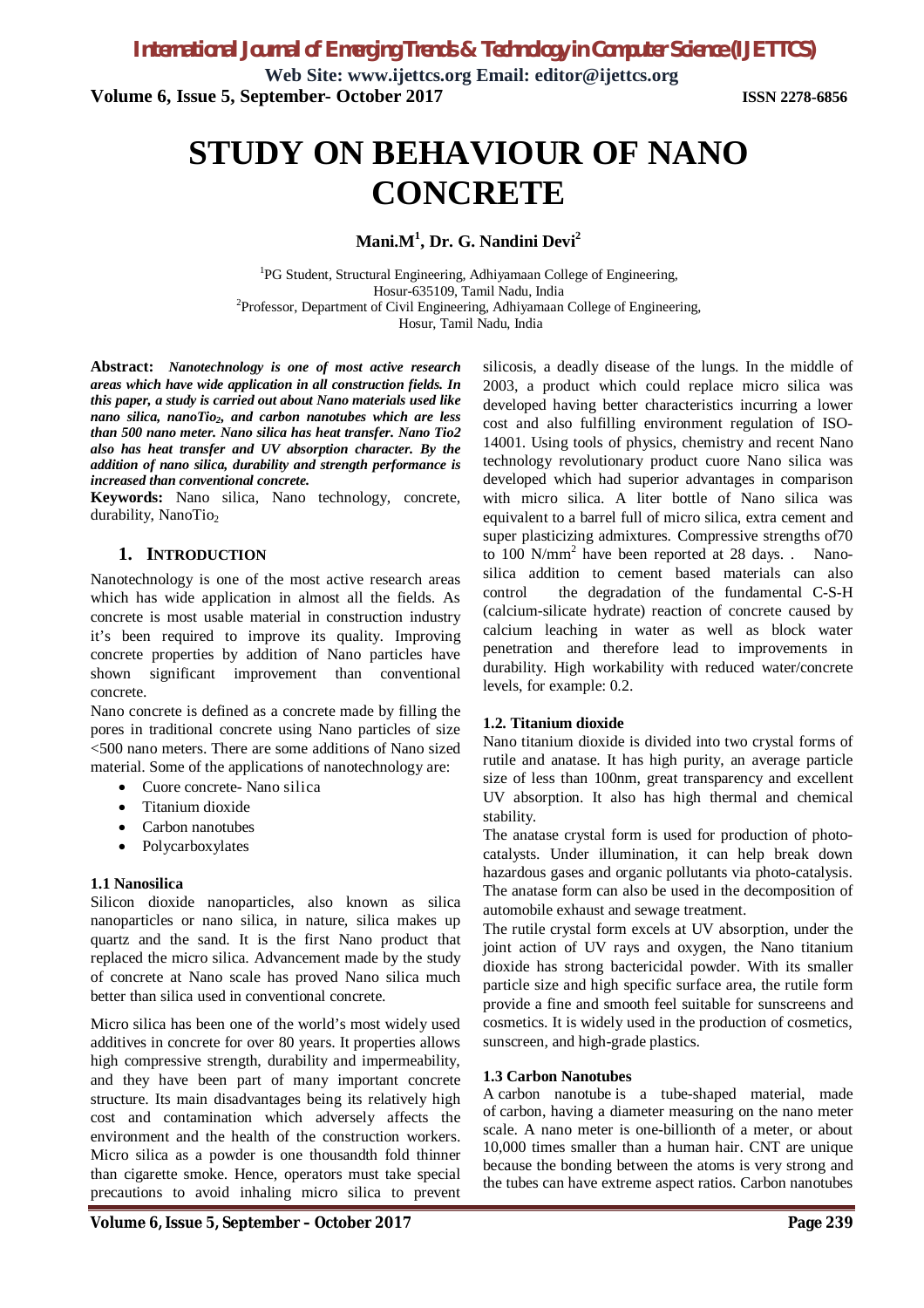# STUDY ON BEHAVIOUR OF NANO CONCRETE

**Mani.M[1], Dr. G. Nandini Devi[2]**

[1]PG Student, Structural Engineering, Adhiyamaan College of Engineering, Hosur-635109, Tamil Nadu, India
[2]Professor, Department of Civil Engineering, Adhiyamaan College of Engineering, Hosur, Tamil Nadu, India

**Abstract:** ***Nanotechnology is one of most active research areas which have wide application in all construction fields. In this paper, a study is carried out about Nano materials used like nano silica, nanoTio$_2$, and carbon nanotubes which are less than 500 nano meter. Nano silica has heat transfer. Nano Tio2 also has heat transfer and UV absorption character. By the addition of nano silica, durability and strength performance is increased than conventional concrete.***

**Keywords:** Nano silica, Nano technology, concrete, durability, NanoTio$_2$

## 1. INTRODUCTION

Nanotechnology is one of the most active research areas which has wide application in almost all the fields. As concrete is most usable material in construction industry it's been required to improve its quality. Improving concrete properties by addition of Nano particles have shown significant improvement than conventional concrete.

Nano concrete is defined as a concrete made by filling the pores in traditional concrete using Nano particles of size <500 nano meters. There are some additions of Nano sized material. Some of the applications of nanotechnology are:

- Cuore concrete- Nano silica
- Titanium dioxide
- Carbon nanotubes
- Polycarboxylates

### 1.1 Nanosilica

Silicon dioxide nanoparticles, also known as silica nanoparticles or nano silica, in nature, silica makes up quartz and the sand. It is the first Nano product that replaced the micro silica. Advancement made by the study of concrete at Nano scale has proved Nano silica much better than silica used in conventional concrete.

Micro silica has been one of the world's most widely used additives in concrete for over 80 years. It properties allows high compressive strength, durability and impermeability, and they have been part of many important concrete structure. Its main disadvantages being its relatively high cost and contamination which adversely affects the environment and the health of the construction workers. Micro silica as a powder is one thousandth fold thinner than cigarette smoke. Hence, operators must take special precautions to avoid inhaling micro silica to prevent silicosis, a deadly disease of the lungs. In the middle of 2003, a product which could replace micro silica was developed having better characteristics incurring a lower cost and also fulfilling environment regulation of ISO-14001. Using tools of physics, chemistry and recent Nano technology revolutionary product cuore Nano silica was developed which had superior advantages in comparison with micro silica. A liter bottle of Nano silica was equivalent to a barrel full of micro silica, extra cement and super plasticizing admixtures. Compressive strengths of70 to 100 N/mm$^2$ have been reported at 28 days. . Nano-silica addition to cement based materials can also control the degradation of the fundamental C-S-H (calcium-silicate hydrate) reaction of concrete caused by calcium leaching in water as well as block water penetration and therefore lead to improvements in durability. High workability with reduced water/concrete levels, for example: 0.2.

### 1.2. Titanium dioxide

Nano titanium dioxide is divided into two crystal forms of rutile and anatase. It has high purity, an average particle size of less than 100nm, great transparency and excellent UV absorption. It also has high thermal and chemical stability.

The anatase crystal form is used for production of photo-catalysts. Under illumination, it can help break down hazardous gases and organic pollutants via photo-catalysis. The anatase form can also be used in the decomposition of automobile exhaust and sewage treatment.

The rutile crystal form excels at UV absorption, under the joint action of UV rays and oxygen, the Nano titanium dioxide has strong bactericidal powder. With its smaller particle size and high specific surface area, the rutile form provide a fine and smooth feel suitable for sunscreens and cosmetics. It is widely used in the production of cosmetics, sunscreen, and high-grade plastics.

### 1.3 Carbon Nanotubes

A carbon nanotube is a tube-shaped material, made of carbon, having a diameter measuring on the nano meter scale. A nano meter is one-billionth of a meter, or about 10,000 times smaller than a human hair. CNT are unique because the bonding between the atoms is very strong and the tubes can have extreme aspect ratios. Carbon nanotubes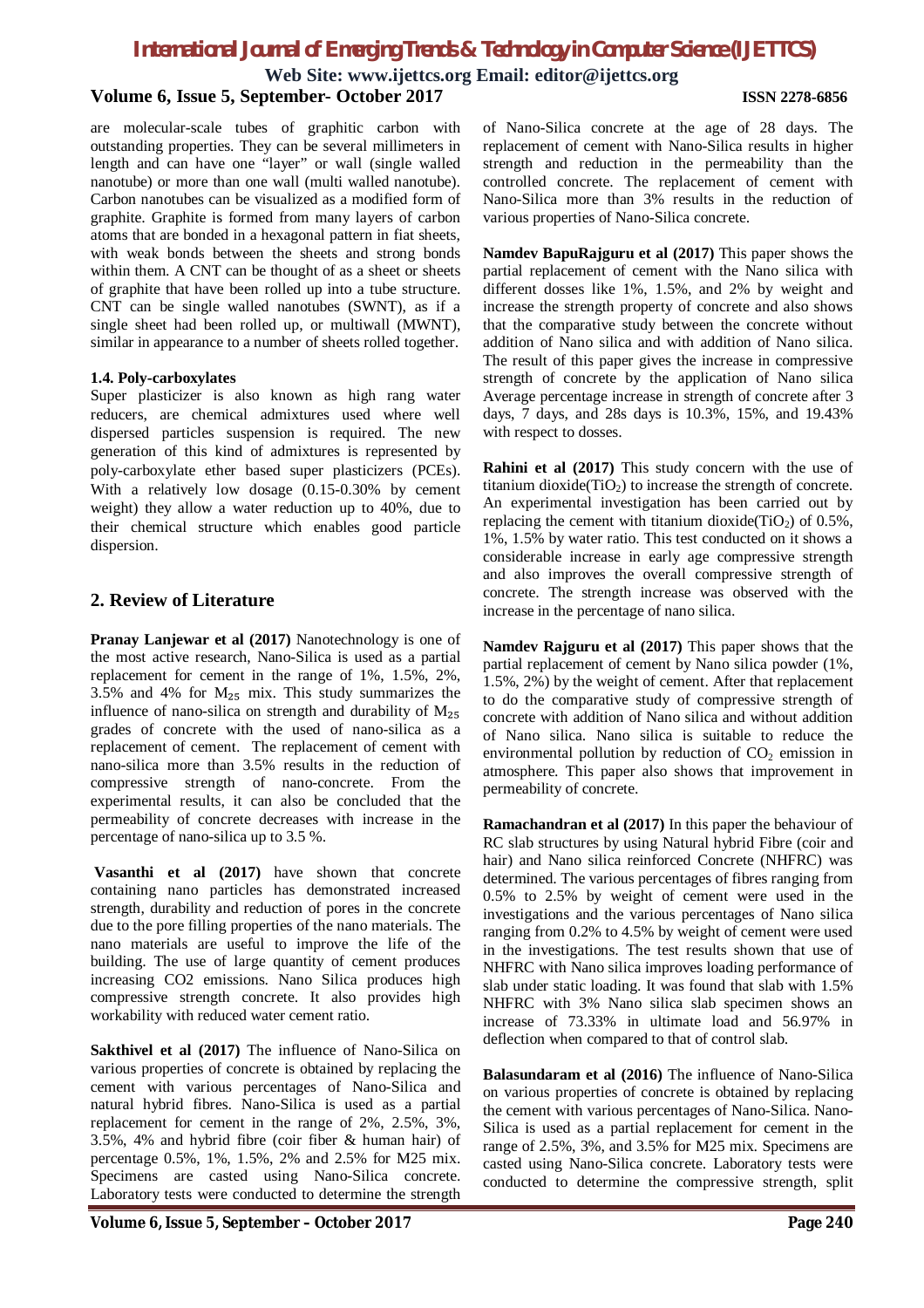are molecular-scale tubes of graphitic carbon with outstanding properties. They can be several millimeters in length and can have one "layer" or wall (single walled nanotube) or more than one wall (multi walled nanotube). Carbon nanotubes can be visualized as a modified form of graphite. Graphite is formed from many layers of carbon atoms that are bonded in a hexagonal pattern in fiat sheets, with weak bonds between the sheets and strong bonds within them. A CNT can be thought of as a sheet or sheets of graphite that have been rolled up into a tube structure. CNT can be single walled nanotubes (SWNT), as if a single sheet had been rolled up, or multiwall (MWNT), similar in appearance to a number of sheets rolled together.

#### 1.4. Poly-carboxylates

Super plasticizer is also known as high rang water reducers, are chemical admixtures used where well dispersed particles suspension is required. The new generation of this kind of admixtures is represented by poly-carboxylate ether based super plasticizers (PCEs). With a relatively low dosage (0.15-0.30% by cement weight) they allow a water reduction up to 40%, due to their chemical structure which enables good particle dispersion.

## 2. Review of Literature

**Pranay Lanjewar et al (2017)** Nanotechnology is one of the most active research, Nano-Silica is used as a partial replacement for cement in the range of 1%, 1.5%, 2%, 3.5% and 4% for $M_{25}$ mix. This study summarizes the influence of nano-silica on strength and durability of $M_{25}$ grades of concrete with the used of nano-silica as a replacement of cement. The replacement of cement with nano-silica more than 3.5% results in the reduction of compressive strength of nano-concrete. From the experimental results, it can also be concluded that the permeability of concrete decreases with increase in the percentage of nano-silica up to 3.5 %.

**Vasanthi et al (2017)** have shown that concrete containing nano particles has demonstrated increased strength, durability and reduction of pores in the concrete due to the pore filling properties of the nano materials. The nano materials are useful to improve the life of the building. The use of large quantity of cement produces increasing CO2 emissions. Nano Silica produces high compressive strength concrete. It also provides high workability with reduced water cement ratio.

**Sakthivel et al (2017)** The influence of Nano-Silica on various properties of concrete is obtained by replacing the cement with various percentages of Nano-Silica and natural hybrid fibres. Nano-Silica is used as a partial replacement for cement in the range of 2%, 2.5%, 3%, 3.5%, 4% and hybrid fibre (coir fiber & human hair) of percentage 0.5%, 1%, 1.5%, 2% and 2.5% for M25 mix. Specimens are casted using Nano-Silica concrete. Laboratory tests were conducted to determine the strength of Nano-Silica concrete at the age of 28 days. The replacement of cement with Nano-Silica results in higher strength and reduction in the permeability than the controlled concrete. The replacement of cement with Nano-Silica more than 3% results in the reduction of various properties of Nano-Silica concrete.

**Namdev BapuRajguru et al (2017)** This paper shows the partial replacement of cement with the Nano silica with different dosses like 1%, 1.5%, and 2% by weight and increase the strength property of concrete and also shows that the comparative study between the concrete without addition of Nano silica and with addition of Nano silica. The result of this paper gives the increase in compressive strength of concrete by the application of Nano silica Average percentage increase in strength of concrete after 3 days, 7 days, and 28s days is 10.3%, 15%, and 19.43% with respect to dosses.

**Rahini et al (2017)** This study concern with the use of titanium dioxide($TiO_2$) to increase the strength of concrete. An experimental investigation has been carried out by replacing the cement with titanium dioxide($TiO_2$) of 0.5%, 1%, 1.5% by water ratio. This test conducted on it shows a considerable increase in early age compressive strength and also improves the overall compressive strength of concrete. The strength increase was observed with the increase in the percentage of nano silica.

**Namdev Rajguru et al (2017)** This paper shows that the partial replacement of cement by Nano silica powder (1%, 1.5%, 2%) by the weight of cement. After that replacement to do the comparative study of compressive strength of concrete with addition of Nano silica and without addition of Nano silica. Nano silica is suitable to reduce the environmental pollution by reduction of $CO_2$ emission in atmosphere. This paper also shows that improvement in permeability of concrete.

**Ramachandran et al (2017)** In this paper the behaviour of RC slab structures by using Natural hybrid Fibre (coir and hair) and Nano silica reinforced Concrete (NHFRC) was determined. The various percentages of fibres ranging from 0.5% to 2.5% by weight of cement were used in the investigations and the various percentages of Nano silica ranging from 0.2% to 4.5% by weight of cement were used in the investigations. The test results shown that use of NHFRC with Nano silica improves loading performance of slab under static loading. It was found that slab with 1.5% NHFRC with 3% Nano silica slab specimen shows an increase of 73.33% in ultimate load and 56.97% in deflection when compared to that of control slab.

**Balasundaram et al (2016)** The influence of Nano-Silica on various properties of concrete is obtained by replacing the cement with various percentages of Nano-Silica. Nano-Silica is used as a partial replacement for cement in the range of 2.5%, 3%, and 3.5% for M25 mix. Specimens are casted using Nano-Silica concrete. Laboratory tests were conducted to determine the compressive strength, split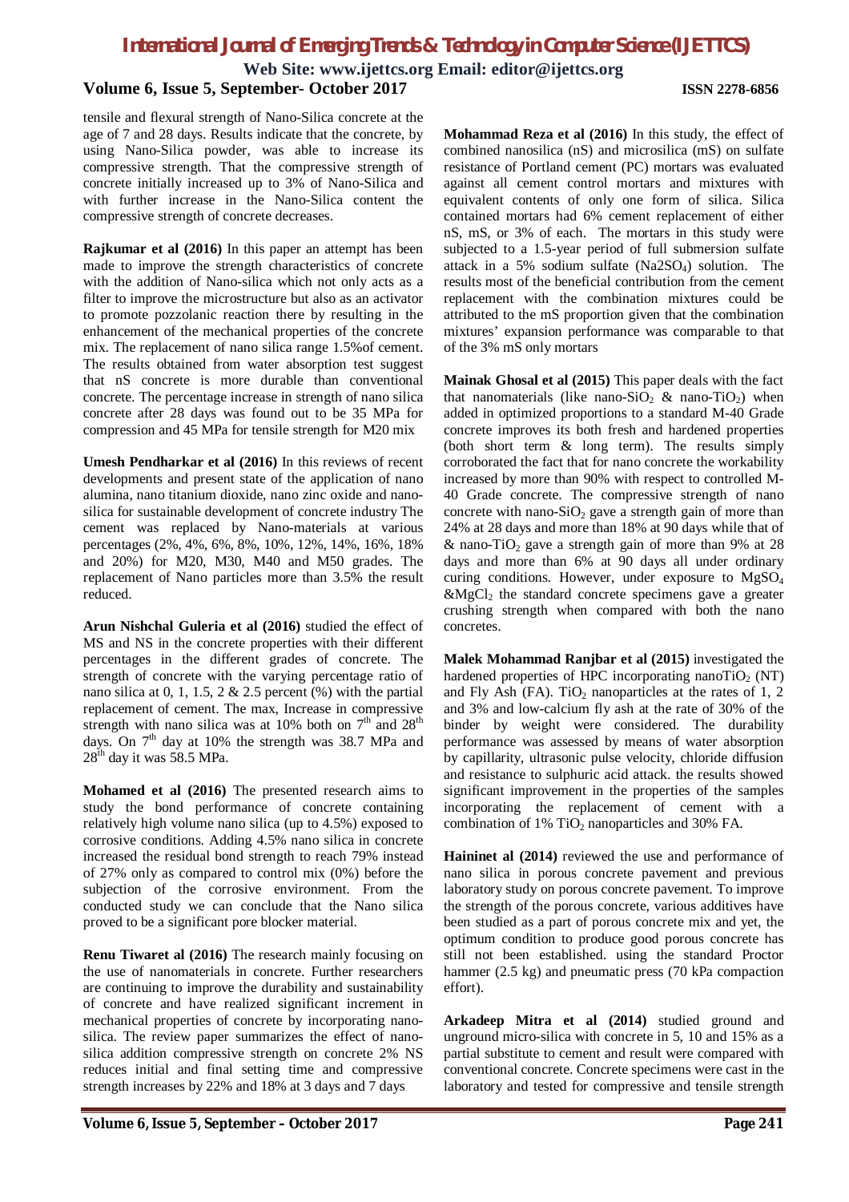tensile and flexural strength of Nano-Silica concrete at the age of 7 and 28 days. Results indicate that the concrete, by using Nano-Silica powder, was able to increase its compressive strength. That the compressive strength of concrete initially increased up to 3% of Nano-Silica and with further increase in the Nano-Silica content the compressive strength of concrete decreases.

**Rajkumar et al (2016)** In this paper an attempt has been made to improve the strength characteristics of concrete with the addition of Nano-silica which not only acts as a filter to improve the microstructure but also as an activator to promote pozzolanic reaction there by resulting in the enhancement of the mechanical properties of the concrete mix. The replacement of nano silica range 1.5%of cement. The results obtained from water absorption test suggest that nS concrete is more durable than conventional concrete. The percentage increase in strength of nano silica concrete after 28 days was found out to be 35 MPa for compression and 45 MPa for tensile strength for M20 mix

**Umesh Pendharkar et al (2016)** In this reviews of recent developments and present state of the application of nano alumina, nano titanium dioxide, nano zinc oxide and nano-silica for sustainable development of concrete industry The cement was replaced by Nano-materials at various percentages (2%, 4%, 6%, 8%, 10%, 12%, 14%, 16%, 18% and 20%) for M20, M30, M40 and M50 grades. The replacement of Nano particles more than 3.5% the result reduced.

**Arun Nishchal Guleria et al (2016)** studied the effect of MS and NS in the concrete properties with their different percentages in the different grades of concrete. The strength of concrete with the varying percentage ratio of nano silica at 0, 1, 1.5, 2 & 2.5 percent (%) with the partial replacement of cement. The max, Increase in compressive strength with nano silica was at 10% both on 7th and 28th days. On 7th day at 10% the strength was 38.7 MPa and 28th day it was 58.5 MPa.

**Mohamed et al (2016)** The presented research aims to study the bond performance of concrete containing relatively high volume nano silica (up to 4.5%) exposed to corrosive conditions. Adding 4.5% nano silica in concrete increased the residual bond strength to reach 79% instead of 27% only as compared to control mix (0%) before the subjection of the corrosive environment. From the conducted study we can conclude that the Nano silica proved to be a significant pore blocker material.

**Renu Tiwaret al (2016)** The research mainly focusing on the use of nanomaterials in concrete. Further researchers are continuing to improve the durability and sustainability of concrete and have realized significant increment in mechanical properties of concrete by incorporating nano-silica. The review paper summarizes the effect of nano-silica addition compressive strength on concrete 2% NS reduces initial and final setting time and compressive strength increases by 22% and 18% at 3 days and 7 days

**Mohammad Reza et al (2016)** In this study, the effect of combined nanosilica (nS) and microsilica (mS) on sulfate resistance of Portland cement (PC) mortars was evaluated against all cement control mortars and mixtures with equivalent contents of only one form of silica. Silica contained mortars had 6% cement replacement of either nS, mS, or 3% of each. The mortars in this study were subjected to a 1.5-year period of full submersion sulfate attack in a 5% sodium sulfate ($Na_2SO_4$) solution. The results most of the beneficial contribution from the cement replacement with the combination mixtures could be attributed to the mS proportion given that the combination mixtures' expansion performance was comparable to that of the 3% mS only mortars

**Mainak Ghosal et al (2015)** This paper deals with the fact that nanomaterials (like nano-$SiO_2$ & nano-$TiO_2$) when added in optimized proportions to a standard M-40 Grade concrete improves its both fresh and hardened properties (both short term & long term). The results simply corroborated the fact that for nano concrete the workability increased by more than 90% with respect to controlled M-40 Grade concrete. The compressive strength of nano concrete with nano-$SiO_2$ gave a strength gain of more than 24% at 28 days and more than 18% at 90 days while that of & nano-$TiO_2$ gave a strength gain of more than 9% at 28 days and more than 6% at 90 days all under ordinary curing conditions. However, under exposure to $MgSO_4$ &$MgCl_2$ the standard concrete specimens gave a greater crushing strength when compared with both the nano concretes.

**Malek Mohammad Ranjbar et al (2015)** investigated the hardened properties of HPC incorporating nano$TiO_2$ (NT) and Fly Ash (FA). $TiO_2$ nanoparticles at the rates of 1, 2 and 3% and low-calcium fly ash at the rate of 30% of the binder by weight were considered. The durability performance was assessed by means of water absorption by capillarity, ultrasonic pulse velocity, chloride diffusion and resistance to sulphuric acid attack. the results showed significant improvement in the properties of the samples incorporating the replacement of cement with a combination of 1% $TiO_2$ nanoparticles and 30% FA.

**Haininet al (2014)** reviewed the use and performance of nano silica in porous concrete pavement and previous laboratory study on porous concrete pavement. To improve the strength of the porous concrete, various additives have been studied as a part of porous concrete mix and yet, the optimum condition to produce good porous concrete has still not been established. using the standard Proctor hammer (2.5 kg) and pneumatic press (70 kPa compaction effort).

**Arkadeep Mitra et al (2014)** studied ground and unground micro-silica with concrete in 5, 10 and 15% as a partial substitute to cement and result were compared with conventional concrete. Concrete specimens were cast in the laboratory and tested for compressive and tensile strength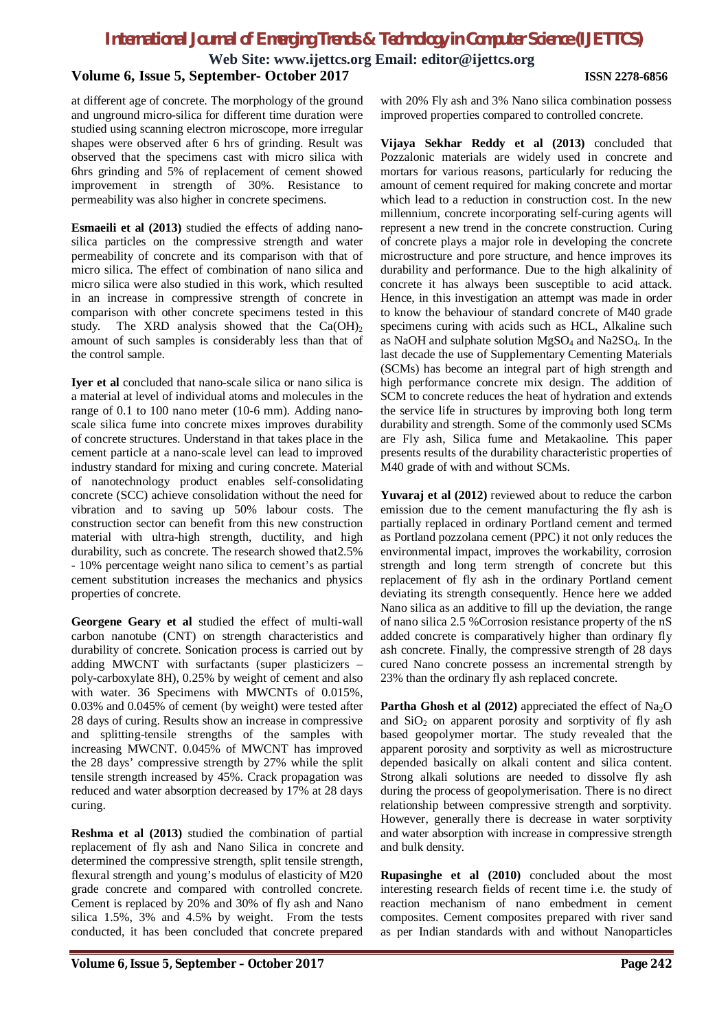at different age of concrete. The morphology of the ground and unground micro-silica for different time duration were studied using scanning electron microscope, more irregular shapes were observed after 6 hrs of grinding. Result was observed that the specimens cast with micro silica with 6hrs grinding and 5% of replacement of cement showed improvement in strength of 30%. Resistance to permeability was also higher in concrete specimens.

**Esmaeili et al (2013)** studied the effects of adding nano-silica particles on the compressive strength and water permeability of concrete and its comparison with that of micro silica. The effect of combination of nano silica and micro silica were also studied in this work, which resulted in an increase in compressive strength of concrete in comparison with other concrete specimens tested in this study. The XRD analysis showed that the $Ca(OH)_2$ amount of such samples is considerably less than that of the control sample.

**Iyer et al** concluded that nano-scale silica or nano silica is a material at level of individual atoms and molecules in the range of 0.1 to 100 nano meter (10-6 mm). Adding nano-scale silica fume into concrete mixes improves durability of concrete structures. Understand in that takes place in the cement particle at a nano-scale level can lead to improved industry standard for mixing and curing concrete. Material of nanotechnology product enables self-consolidating concrete (SCC) achieve consolidation without the need for vibration and to saving up 50% labour costs. The construction sector can benefit from this new construction material with ultra-high strength, ductility, and high durability, such as concrete. The research showed that2.5% - 10% percentage weight nano silica to cement's as partial cement substitution increases the mechanics and physics properties of concrete.

**Georgene Geary et al** studied the effect of multi-wall carbon nanotube (CNT) on strength characteristics and durability of concrete. Sonication process is carried out by adding MWCNT with surfactants (super plasticizers – poly-carboxylate 8H), 0.25% by weight of cement and also with water. 36 Specimens with MWCNTs of 0.015%, 0.03% and 0.045% of cement (by weight) were tested after 28 days of curing. Results show an increase in compressive and splitting-tensile strengths of the samples with increasing MWCNT. 0.045% of MWCNT has improved the 28 days' compressive strength by 27% while the split tensile strength increased by 45%. Crack propagation was reduced and water absorption decreased by 17% at 28 days curing.

**Reshma et al (2013)** studied the combination of partial replacement of fly ash and Nano Silica in concrete and determined the compressive strength, split tensile strength, flexural strength and young's modulus of elasticity of M20 grade concrete and compared with controlled concrete. Cement is replaced by 20% and 30% of fly ash and Nano silica 1.5%, 3% and 4.5% by weight. From the tests conducted, it has been concluded that concrete prepared with 20% Fly ash and 3% Nano silica combination possess improved properties compared to controlled concrete.

**Vijaya Sekhar Reddy et al (2013)** concluded that Pozzalonic materials are widely used in concrete and mortars for various reasons, particularly for reducing the amount of cement required for making concrete and mortar which lead to a reduction in construction cost. In the new millennium, concrete incorporating self-curing agents will represent a new trend in the concrete construction. Curing of concrete plays a major role in developing the concrete microstructure and pore structure, and hence improves its durability and performance. Due to the high alkalinity of concrete it has always been susceptible to acid attack. Hence, in this investigation an attempt was made in order to know the behaviour of standard concrete of M40 grade specimens curing with acids such as HCL, Alkaline such as NaOH and sulphate solution $MgSO_4$ and Na2SO4. In the last decade the use of Supplementary Cementing Materials (SCMs) has become an integral part of high strength and high performance concrete mix design. The addition of SCM to concrete reduces the heat of hydration and extends the service life in structures by improving both long term durability and strength. Some of the commonly used SCMs are Fly ash, Silica fume and Metakaoline. This paper presents results of the durability characteristic properties of M40 grade of with and without SCMs.

**Yuvaraj et al (2012)** reviewed about to reduce the carbon emission due to the cement manufacturing the fly ash is partially replaced in ordinary Portland cement and termed as Portland pozzolana cement (PPC) it not only reduces the environmental impact, improves the workability, corrosion strength and long term strength of concrete but this replacement of fly ash in the ordinary Portland cement deviating its strength consequently. Hence here we added Nano silica as an additive to fill up the deviation, the range of nano silica 2.5 %Corrosion resistance property of the nS added concrete is comparatively higher than ordinary fly ash concrete. Finally, the compressive strength of 28 days cured Nano concrete possess an incremental strength by 23% than the ordinary fly ash replaced concrete.

**Partha Ghosh et al (2012)** appreciated the effect of $Na_2O$ and $SiO_2$ on apparent porosity and sorptivity of fly ash based geopolymer mortar. The study revealed that the apparent porosity and sorptivity as well as microstructure depended basically on alkali content and silica content. Strong alkali solutions are needed to dissolve fly ash during the process of geopolymerisation. There is no direct relationship between compressive strength and sorptivity. However, generally there is decrease in water sorptivity and water absorption with increase in compressive strength and bulk density.

**Rupasinghe et al (2010)** concluded about the most interesting research fields of recent time i.e. the study of reaction mechanism of nano embedment in cement composites. Cement composites prepared with river sand as per Indian standards with and without Nanoparticles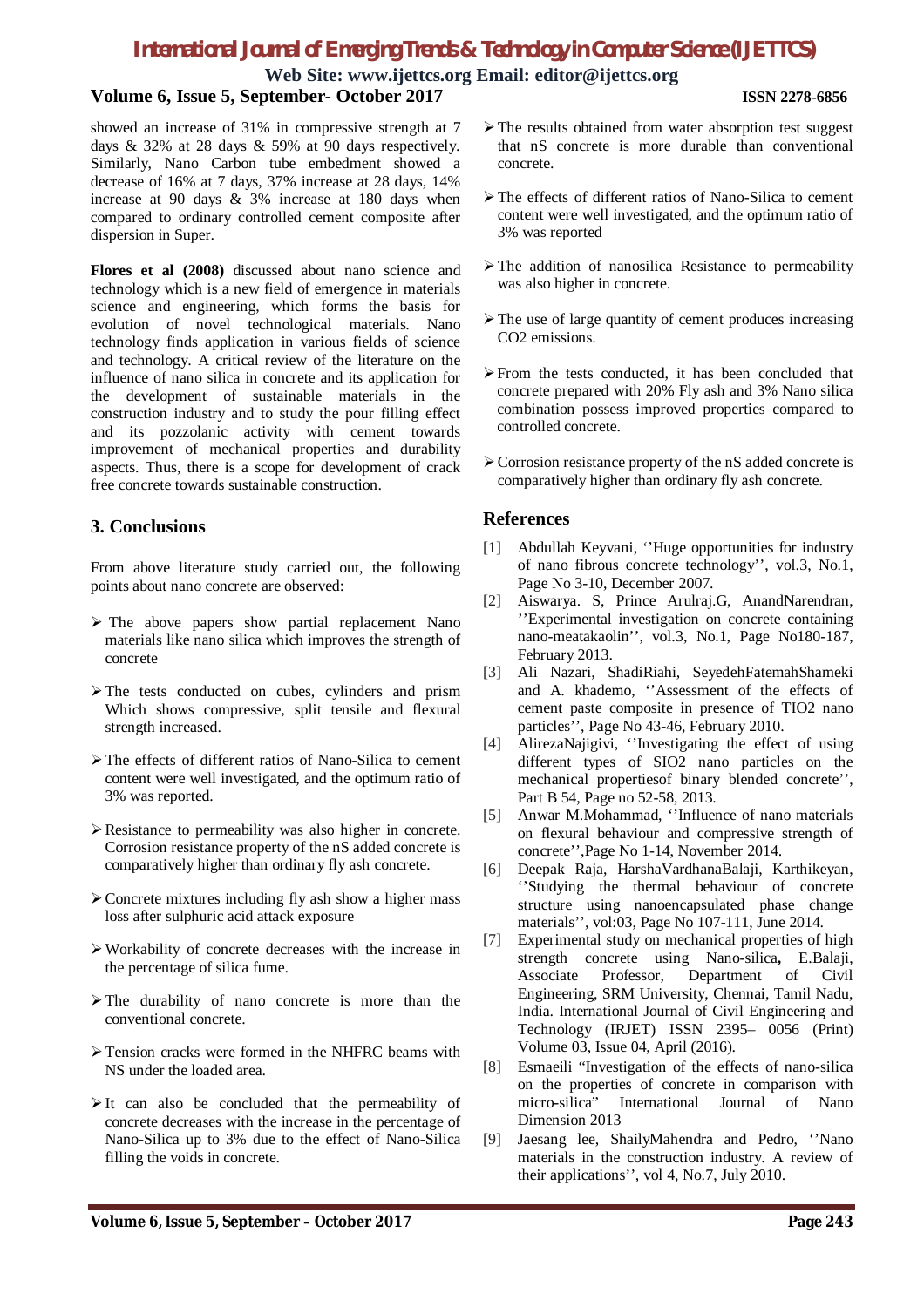showed an increase of 31% in compressive strength at 7 days & 32% at 28 days & 59% at 90 days respectively. Similarly, Nano Carbon tube embedment showed a decrease of 16% at 7 days, 37% increase at 28 days, 14% increase at 90 days & 3% increase at 180 days when compared to ordinary controlled cement composite after dispersion in Super.

**Flores et al (2008)** discussed about nano science and technology which is a new field of emergence in materials science and engineering, which forms the basis for evolution of novel technological materials. Nano technology finds application in various fields of science and technology. A critical review of the literature on the influence of nano silica in concrete and its application for the development of sustainable materials in the construction industry and to study the pour filling effect and its pozzolanic activity with cement towards improvement of mechanical properties and durability aspects. Thus, there is a scope for development of crack free concrete towards sustainable construction.

## 3. Conclusions

From above literature study carried out, the following points about nano concrete are observed:

- The above papers show partial replacement Nano materials like nano silica which improves the strength of concrete
- The tests conducted on cubes, cylinders and prism Which shows compressive, split tensile and flexural strength increased.
- The effects of different ratios of Nano-Silica to cement content were well investigated, and the optimum ratio of 3% was reported.
- Resistance to permeability was also higher in concrete. Corrosion resistance property of the nS added concrete is comparatively higher than ordinary fly ash concrete.
- Concrete mixtures including fly ash show a higher mass loss after sulphuric acid attack exposure
- Workability of concrete decreases with the increase in the percentage of silica fume.
- The durability of nano concrete is more than the conventional concrete.
- Tension cracks were formed in the NHFRC beams with NS under the loaded area.
- It can also be concluded that the permeability of concrete decreases with the increase in the percentage of Nano-Silica up to 3% due to the effect of Nano-Silica filling the voids in concrete.
- The results obtained from water absorption test suggest that nS concrete is more durable than conventional concrete.
- The effects of different ratios of Nano-Silica to cement content were well investigated, and the optimum ratio of 3% was reported
- The addition of nanosilica Resistance to permeability was also higher in concrete.
- The use of large quantity of cement produces increasing $CO_2$ emissions.
- From the tests conducted, it has been concluded that concrete prepared with 20% Fly ash and 3% Nano silica combination possess improved properties compared to controlled concrete.
- Corrosion resistance property of the nS added concrete is comparatively higher than ordinary fly ash concrete.

## References

[1] Abdullah Keyvani, ''Huge opportunities for industry of nano fibrous concrete technology'', vol.3, No.1, Page No 3-10, December 2007.

[2] Aiswarya. S, Prince Arulraj.G, AnandNarendran, ''Experimental investigation on concrete containing nano-meatakaolin'', vol.3, No.1, Page No180-187, February 2013.

[3] Ali Nazari, ShadiRiahi, SeyedehFatemahShameki and A. khademo, ''Assessment of the effects of cement paste composite in presence of TIO2 nano particles'', Page No 43-46, February 2010.

[4] AlirezaNajigivi, ''Investigating the effect of using different types of SIO2 nano particles on the mechanical propertiesof binary blended concrete'', Part B 54, Page no 52-58, 2013.

[5] Anwar M.Mohammad, ''Influence of nano materials on flexural behaviour and compressive strength of concrete'',Page No 1-14, November 2014.

[6] Deepak Raja, HarshaVardhanaBalaji, Karthikeyan, ''Studying the thermal behaviour of concrete structure using nanoencapsulated phase change materials'', vol:03, Page No 107-111, June 2014.

[7] Experimental study on mechanical properties of high strength concrete using Nano-silica**,** E.Balaji, Associate Professor, Department of Civil Engineering, SRM University, Chennai, Tamil Nadu, India. International Journal of Civil Engineering and Technology (IRJET) ISSN 2395– 0056 (Print) Volume 03, Issue 04, April (2016).

[8] Esmaeili "Investigation of the effects of nano-silica on the properties of concrete in comparison with micro-silica" International Journal of Nano Dimension 2013

[9] Jaesang lee, ShailyMahendra and Pedro, ''Nano materials in the construction industry. A review of their applications'', vol 4, No.7, July 2010.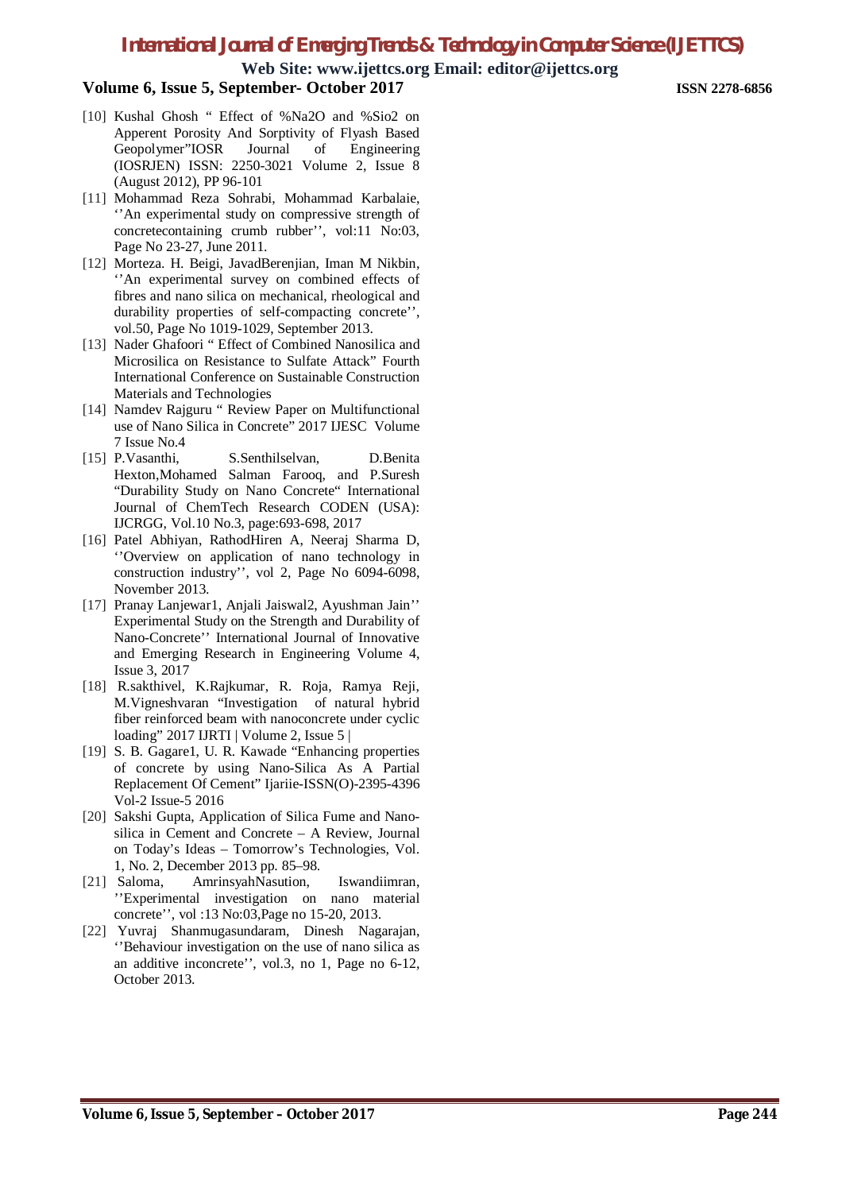[10] Kushal Ghosh " Effect of %Na2O and %Sio2 on Apperent Porosity And Sorptivity of Flyash Based Geopolymer"IOSR Journal of Engineering (IOSRJEN) ISSN: 2250-3021 Volume 2, Issue 8 (August 2012), PP 96-101

[11] Mohammad Reza Sohrabi, Mohammad Karbalaie, ''An experimental study on compressive strength of concretecontaining crumb rubber'', vol:11 No:03, Page No 23-27, June 2011.

[12] Morteza. H. Beigi, JavadBerenjian, Iman M Nikbin, ''An experimental survey on combined effects of fibres and nano silica on mechanical, rheological and durability properties of self-compacting concrete'', vol.50, Page No 1019-1029, September 2013.

[13] Nader Ghafoori " Effect of Combined Nanosilica and Microsilica on Resistance to Sulfate Attack" Fourth International Conference on Sustainable Construction Materials and Technologies

[14] Namdev Rajguru " Review Paper on Multifunctional use of Nano Silica in Concrete" 2017 IJESC Volume 7 Issue No.4

[15] P.Vasanthi, S.Senthilselvan, D.Benita Hexton,Mohamed Salman Farooq, and P.Suresh "Durability Study on Nano Concrete" International Journal of ChemTech Research CODEN (USA): IJCRGG, Vol.10 No.3, page:693-698, 2017

[16] Patel Abhiyan, RathodHiren A, Neeraj Sharma D, ''Overview on application of nano technology in construction industry'', vol 2, Page No 6094-6098, November 2013.

[17] Pranay Lanjewar1, Anjali Jaiswal2, Ayushman Jain'' Experimental Study on the Strength and Durability of Nano-Concrete'' International Journal of Innovative and Emerging Research in Engineering Volume 4, Issue 3, 2017

[18] R.sakthivel, K.Rajkumar, R. Roja, Ramya Reji, M.Vigneshvaran "Investigation of natural hybrid fiber reinforced beam with nanoconcrete under cyclic loading" 2017 IJRTI | Volume 2, Issue 5 |

[19] S. B. Gagare1, U. R. Kawade "Enhancing properties of concrete by using Nano-Silica As A Partial Replacement Of Cement" Ijariie-ISSN(O)-2395-4396 Vol-2 Issue-5 2016

[20] Sakshi Gupta, Application of Silica Fume and Nano-silica in Cement and Concrete – A Review, Journal on Today's Ideas – Tomorrow's Technologies, Vol. 1, No. 2, December 2013 pp. 85–98.

[21] Saloma, AmrinsyahNasution, Iswandiimran, ''Experimental investigation on nano material concrete'', vol :13 No:03,Page no 15-20, 2013.

[22] Yuvraj Shanmugasundaram, Dinesh Nagarajan, ''Behaviour investigation on the use of nano silica as an additive inconcrete'', vol.3, no 1, Page no 6-12, October 2013.